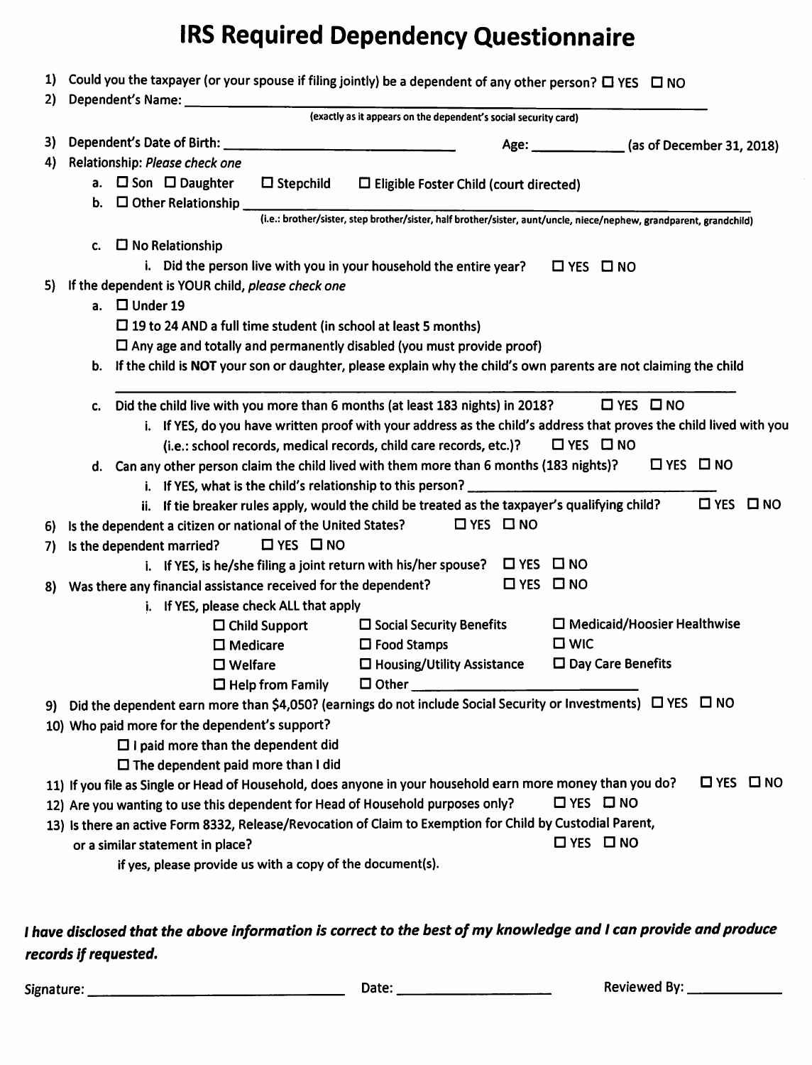# IRS Required Dependency Questionnaire

1) Could you the taxpayer (or your spouse if filing jointly) be a dependent of any other person? ☐ YES ☐ NO
2) Dependent's Name: ______________________________
   (exactly as it appears on the dependent's social security card)
3) Dependent's Date of Birth: ______________________ Age: __________ (as of December 31, 2018)
4) Relationship: *Please check one*
   a. ☐ Son ☐ Daughter ☐ Stepchild ☐ Eligible Foster Child (court directed)
   b. ☐ Other Relationship ______________________________
      (i.e.: brother/sister, step brother/sister, half brother/sister, aunt/uncle, niece/nephew, grandparent, grandchild)
   c. ☐ No Relationship
      i. Did the person live with you in your household the entire year? ☐ YES ☐ NO
5) If the dependent is YOUR child, *please check one*
   a. ☐ Under 19
      ☐ 19 to 24 AND a full time student (in school at least 5 months)
      ☐ Any age and totally and permanently disabled (you must provide proof)
   b. If the child is **NOT** your son or daughter, please explain why the child's own parents are not claiming the child
      ______________________________
   c. Did the child live with you more than 6 months (at least 183 nights) in 2018? ☐ YES ☐ NO
      i. If YES, do you have written proof with your address as the child's address that proves the child lived with you (i.e.: school records, medical records, child care records, etc.)? ☐ YES ☐ NO
   d. Can any other person claim the child lived with them more than 6 months (183 nights)? ☐ YES ☐ NO
      i. If YES, what is the child's relationship to this person? ______________________
      ii. If tie breaker rules apply, would the child be treated as the taxpayer's qualifying child? ☐ YES ☐ NO
6) Is the dependent a citizen or national of the United States? ☐ YES ☐ NO
7) Is the dependent married? ☐ YES ☐ NO
   i. If YES, is he/she filing a joint return with his/her spouse? ☐ YES ☐ NO
8) Was there any financial assistance received for the dependent? ☐ YES ☐ NO
   i. If YES, please check ALL that apply

| | | |
|---|---|---|
| ☐ Child Support | ☐ Social Security Benefits | ☐ Medicaid/Hoosier Healthwise |
| ☐ Medicare | ☐ Food Stamps | ☐ WIC |
| ☐ Welfare | ☐ Housing/Utility Assistance | ☐ Day Care Benefits |
| ☐ Help from Family | ☐ Other ______________ | |

9) Did the dependent earn more than $4,050? (earnings do not include Social Security or Investments) ☐ YES ☐ NO
10) Who paid more for the dependent's support?
    ☐ I paid more than the dependent did
    ☐ The dependent paid more than I did
11) If you file as Single or Head of Household, does anyone in your household earn more money than you do? ☐ YES ☐ NO
12) Are you wanting to use this dependent for Head of Household purposes only? ☐ YES ☐ NO
13) Is there an active Form 8332, Release/Revocation of Claim to Exemption for Child by Custodial Parent, or a similar statement in place? ☐ YES ☐ NO
    if yes, please provide us with a copy of the document(s).

***I have disclosed that the above information is correct to the best of my knowledge and I can provide and produce records if requested.***

Signature: ______________________ Date: ______________ Reviewed By: __________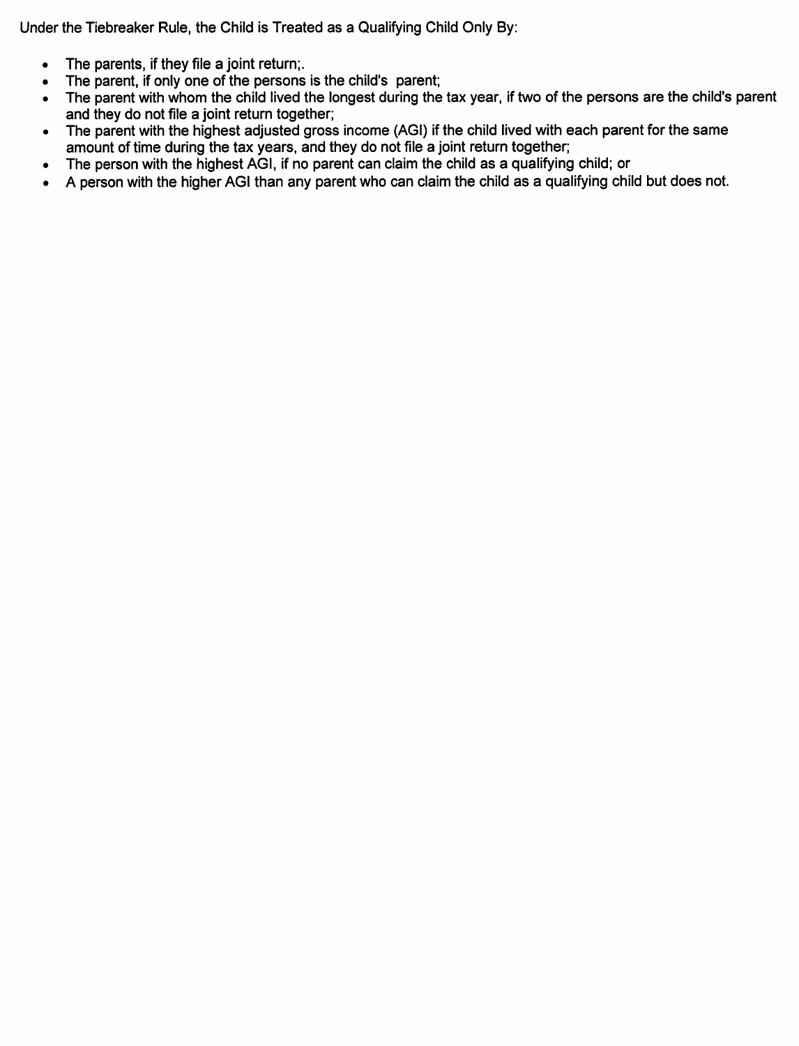Under the Tiebreaker Rule, the Child is Treated as a Qualifying Child Only By:

- The parents, if they file a joint return;.
- The parent, if only one of the persons is the child's parent;
- The parent with whom the child lived the longest during the tax year, if two of the persons are the child's parent and they do not file a joint return together;
- The parent with the highest adjusted gross income (AGI) if the child lived with each parent for the same amount of time during the tax years, and they do not file a joint return together;
- The person with the highest AGI, if no parent can claim the child as a qualifying child; or
- A person with the higher AGI than any parent who can claim the child as a qualifying child but does not.